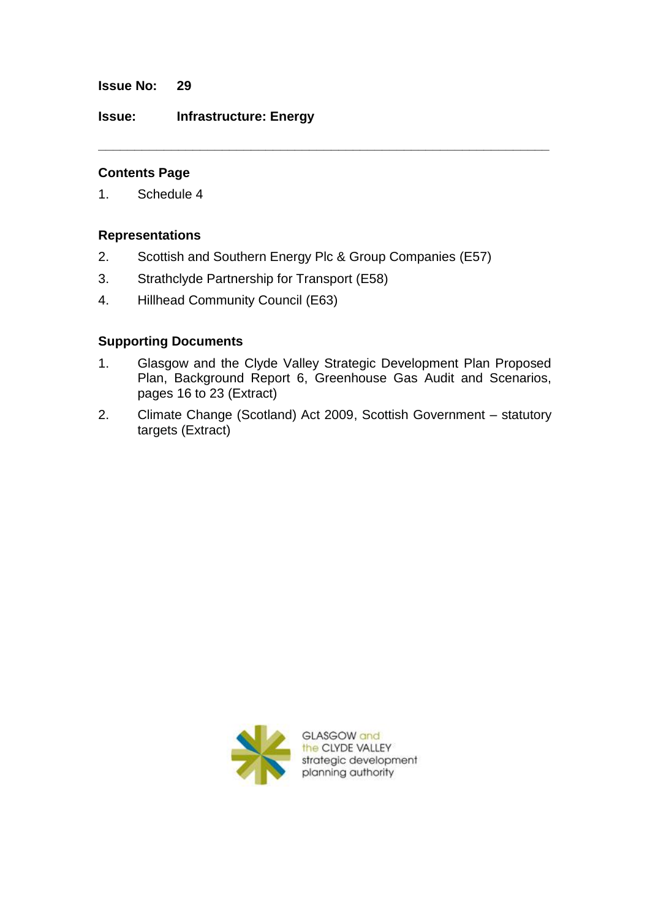**Issue No:** 29

**Issue:** **Infrastructure: Energy**

---

## Contents Page

1. Schedule 4

## Representations

2. Scottish and Southern Energy Plc & Group Companies (E57)
3. Strathclyde Partnership for Transport (E58)
4. Hillhead Community Council (E63)

## Supporting Documents

1. Glasgow and the Clyde Valley Strategic Development Plan Proposed Plan, Background Report 6, Greenhouse Gas Audit and Scenarios, pages 16 to 23 (Extract)
2. Climate Change (Scotland) Act 2009, Scottish Government – statutory targets (Extract)

GLASGOW and the CLYDE VALLEY strategic development planning authority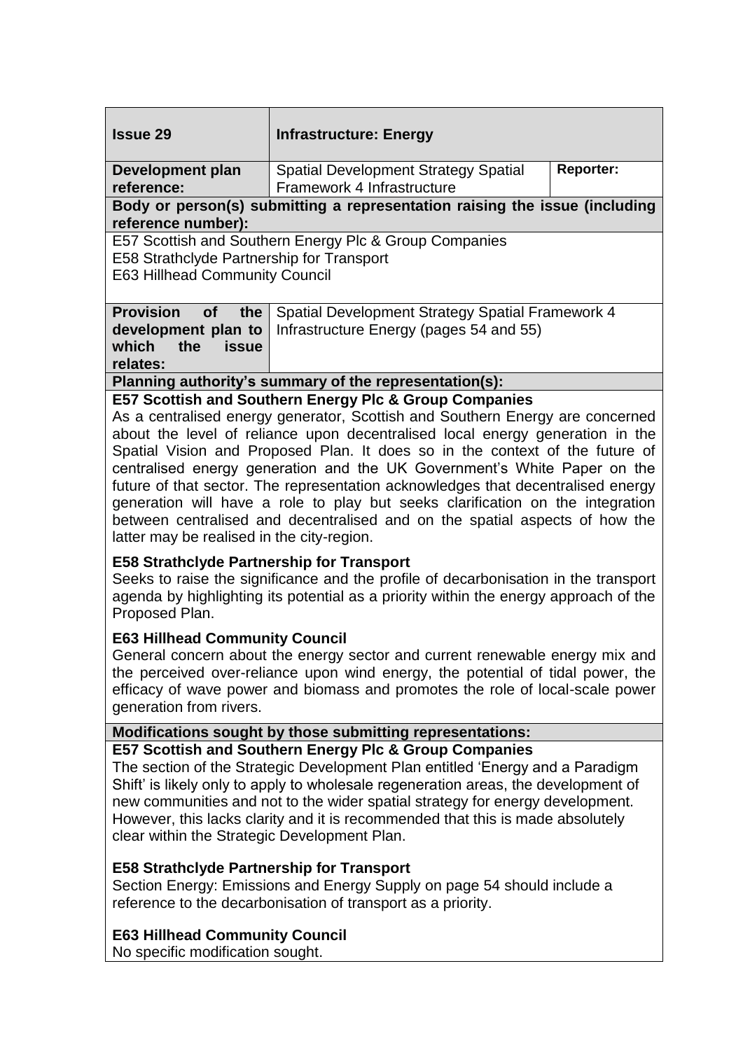| **Issue 29** | **Infrastructure: Energy** | |
|---|---|---|
| **Development plan reference:** | Spatial Development Strategy Spatial Framework 4 Infrastructure | **Reporter:** |

**Body or person(s) submitting a representation raising the issue (including reference number):**

E57 Scottish and Southern Energy Plc & Group Companies
E58 Strathclyde Partnership for Transport
E63 Hillhead Community Council

| **Provision of the development plan to which the issue relates:** | Spatial Development Strategy Spatial Framework 4 Infrastructure Energy (pages 54 and 55) |
|---|---|

**Planning authority's summary of the representation(s):**

**E57 Scottish and Southern Energy Plc & Group Companies**
As a centralised energy generator, Scottish and Southern Energy are concerned about the level of reliance upon decentralised local energy generation in the Spatial Vision and Proposed Plan. It does so in the context of the future of centralised energy generation and the UK Government's White Paper on the future of that sector. The representation acknowledges that decentralised energy generation will have a role to play but seeks clarification on the integration between centralised and decentralised and on the spatial aspects of how the latter may be realised in the city-region.

**E58 Strathclyde Partnership for Transport**
Seeks to raise the significance and the profile of decarbonisation in the transport agenda by highlighting its potential as a priority within the energy approach of the Proposed Plan.

**E63 Hillhead Community Council**
General concern about the energy sector and current renewable energy mix and the perceived over-reliance upon wind energy, the potential of tidal power, the efficacy of wave power and biomass and promotes the role of local-scale power generation from rivers.

**Modifications sought by those submitting representations:**

**E57 Scottish and Southern Energy Plc & Group Companies**
The section of the Strategic Development Plan entitled 'Energy and a Paradigm Shift' is likely only to apply to wholesale regeneration areas, the development of new communities and not to the wider spatial strategy for energy development. However, this lacks clarity and it is recommended that this is made absolutely clear within the Strategic Development Plan.

**E58 Strathclyde Partnership for Transport**
Section Energy: Emissions and Energy Supply on page 54 should include a reference to the decarbonisation of transport as a priority.

**E63 Hillhead Community Council**
No specific modification sought.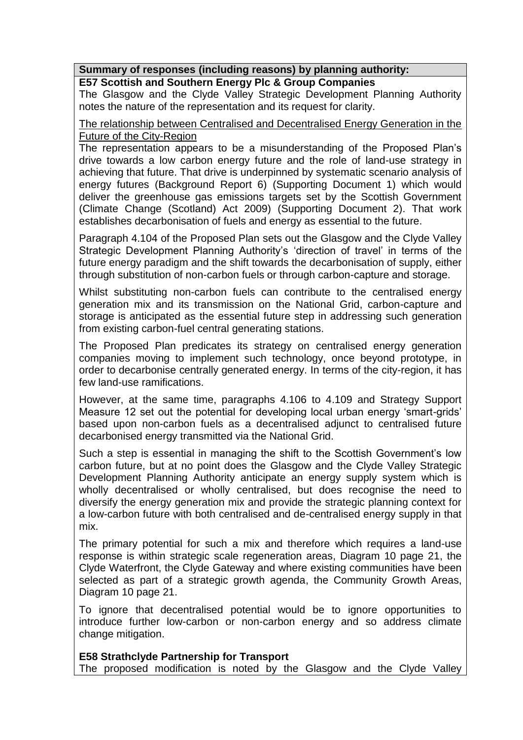**Summary of responses (including reasons) by planning authority:**

**E57 Scottish and Southern Energy Plc & Group Companies**

The Glasgow and the Clyde Valley Strategic Development Planning Authority notes the nature of the representation and its request for clarity.

<u>The relationship between Centralised and Decentralised Energy Generation in the Future of the City-Region</u>

The representation appears to be a misunderstanding of the Proposed Plan's drive towards a low carbon energy future and the role of land-use strategy in achieving that future. That drive is underpinned by systematic scenario analysis of energy futures (Background Report 6) (Supporting Document 1) which would deliver the greenhouse gas emissions targets set by the Scottish Government (Climate Change (Scotland) Act 2009) (Supporting Document 2). That work establishes decarbonisation of fuels and energy as essential to the future.

Paragraph 4.104 of the Proposed Plan sets out the Glasgow and the Clyde Valley Strategic Development Planning Authority's 'direction of travel' in terms of the future energy paradigm and the shift towards the decarbonisation of supply, either through substitution of non-carbon fuels or through carbon-capture and storage.

Whilst substituting non-carbon fuels can contribute to the centralised energy generation mix and its transmission on the National Grid, carbon-capture and storage is anticipated as the essential future step in addressing such generation from existing carbon-fuel central generating stations.

The Proposed Plan predicates its strategy on centralised energy generation companies moving to implement such technology, once beyond prototype, in order to decarbonise centrally generated energy. In terms of the city-region, it has few land-use ramifications.

However, at the same time, paragraphs 4.106 to 4.109 and Strategy Support Measure 12 set out the potential for developing local urban energy 'smart-grids' based upon non-carbon fuels as a decentralised adjunct to centralised future decarbonised energy transmitted via the National Grid.

Such a step is essential in managing the shift to the Scottish Government's low carbon future, but at no point does the Glasgow and the Clyde Valley Strategic Development Planning Authority anticipate an energy supply system which is wholly decentralised or wholly centralised, but does recognise the need to diversify the energy generation mix and provide the strategic planning context for a low-carbon future with both centralised and de-centralised energy supply in that mix.

The primary potential for such a mix and therefore which requires a land-use response is within strategic scale regeneration areas, Diagram 10 page 21, the Clyde Waterfront, the Clyde Gateway and where existing communities have been selected as part of a strategic growth agenda, the Community Growth Areas, Diagram 10 page 21.

To ignore that decentralised potential would be to ignore opportunities to introduce further low-carbon or non-carbon energy and so address climate change mitigation.

**E58 Strathclyde Partnership for Transport**

The proposed modification is noted by the Glasgow and the Clyde Valley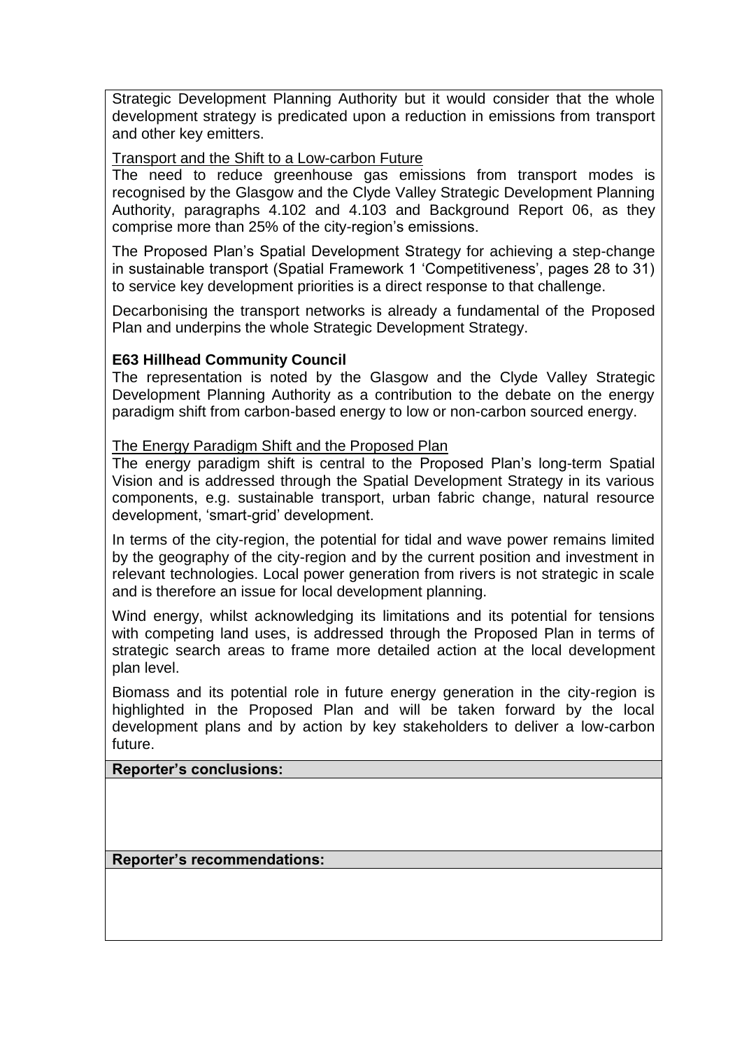Strategic Development Planning Authority but it would consider that the whole development strategy is predicated upon a reduction in emissions from transport and other key emitters.

Transport and the Shift to a Low-carbon Future

The need to reduce greenhouse gas emissions from transport modes is recognised by the Glasgow and the Clyde Valley Strategic Development Planning Authority, paragraphs 4.102 and 4.103 and Background Report 06, as they comprise more than 25% of the city-region's emissions.

The Proposed Plan's Spatial Development Strategy for achieving a step-change in sustainable transport (Spatial Framework 1 'Competitiveness', pages 28 to 31) to service key development priorities is a direct response to that challenge.

Decarbonising the transport networks is already a fundamental of the Proposed Plan and underpins the whole Strategic Development Strategy.

**E63 Hillhead Community Council**

The representation is noted by the Glasgow and the Clyde Valley Strategic Development Planning Authority as a contribution to the debate on the energy paradigm shift from carbon-based energy to low or non-carbon sourced energy.

The Energy Paradigm Shift and the Proposed Plan

The energy paradigm shift is central to the Proposed Plan's long-term Spatial Vision and is addressed through the Spatial Development Strategy in its various components, e.g. sustainable transport, urban fabric change, natural resource development, 'smart-grid' development.

In terms of the city-region, the potential for tidal and wave power remains limited by the geography of the city-region and by the current position and investment in relevant technologies. Local power generation from rivers is not strategic in scale and is therefore an issue for local development planning.

Wind energy, whilst acknowledging its limitations and its potential for tensions with competing land uses, is addressed through the Proposed Plan in terms of strategic search areas to frame more detailed action at the local development plan level.

Biomass and its potential role in future energy generation in the city-region is highlighted in the Proposed Plan and will be taken forward by the local development plans and by action by key stakeholders to deliver a low-carbon future.

**Reporter's conclusions:**

**Reporter's recommendations:**